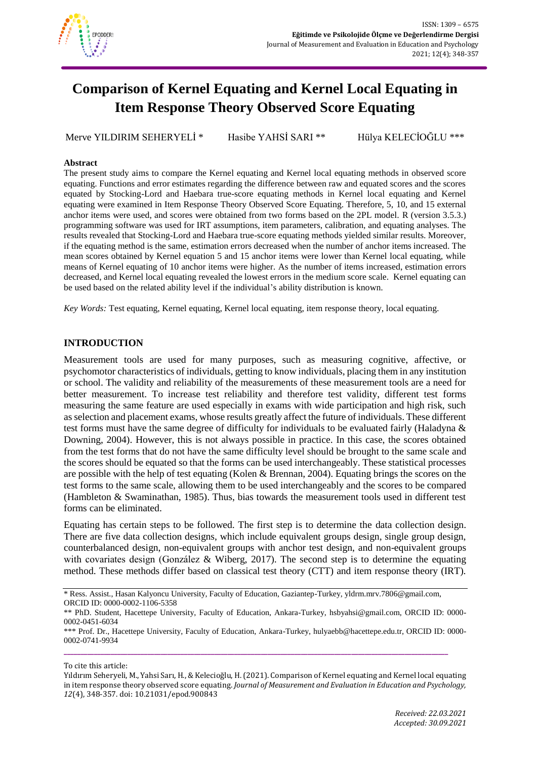# Comparison of Kernel Equating and Kernel Local Equating in Item Response Theory Observed Score Equating

Merve YILDIRIM SEHERYELİ * Hasibe YAHSİ SARI ** Hülya KELECİOĞLU ***

## Abstract

The present study aims to compare the Kernel equating and Kernel local equating methods in observed score equating. Functions and error estimates regarding the difference between raw and equated scores and the scores equated by Stocking-Lord and Haebara true-score equating methods in Kernel local equating and Kernel equating were examined in Item Response Theory Observed Score Equating. Therefore, 5, 10, and 15 external anchor items were used, and scores were obtained from two forms based on the 2PL model. R (version 3.5.3.) programming software was used for IRT assumptions, item parameters, calibration, and equating analyses. The results revealed that Stocking-Lord and Haebara true-score equating methods yielded similar results. Moreover, if the equating method is the same, estimation errors decreased when the number of anchor items increased. The mean scores obtained by Kernel equation 5 and 15 anchor items were lower than Kernel local equating, while means of Kernel equating of 10 anchor items were higher. As the number of items increased, estimation errors decreased, and Kernel local equating revealed the lowest errors in the medium score scale. Kernel equating can be used based on the related ability level if the individual's ability distribution is known.

*Key Words:* Test equating, Kernel equating, Kernel local equating, item response theory, local equating.

## INTRODUCTION

Measurement tools are used for many purposes, such as measuring cognitive, affective, or psychomotor characteristics of individuals, getting to know individuals, placing them in any institution or school. The validity and reliability of the measurements of these measurement tools are a need for better measurement. To increase test reliability and therefore test validity, different test forms measuring the same feature are used especially in exams with wide participation and high risk, such as selection and placement exams, whose results greatly affect the future of individuals. These different test forms must have the same degree of difficulty for individuals to be evaluated fairly (Haladyna & Downing, 2004). However, this is not always possible in practice. In this case, the scores obtained from the test forms that do not have the same difficulty level should be brought to the same scale and the scores should be equated so that the forms can be used interchangeably. These statistical processes are possible with the help of test equating (Kolen & Brennan, 2004). Equating brings the scores on the test forms to the same scale, allowing them to be used interchangeably and the scores to be compared (Hambleton & Swaminathan, 1985). Thus, bias towards the measurement tools used in different test forms can be eliminated.

Equating has certain steps to be followed. The first step is to determine the data collection design. There are five data collection designs, which include equivalent groups design, single group design, counterbalanced design, non-equivalent groups with anchor test design, and non-equivalent groups with covariates design (González & Wiberg, 2017). The second step is to determine the equating method. These methods differ based on classical test theory (CTT) and item response theory (IRT).

---

\* Ress. Assist., Hasan Kalyoncu University, Faculty of Education, Gaziantep-Turkey, yldrm.mrv.7806@gmail.com, ORCID ID: 0000-0002-1106-5358

\*\* PhD. Student, Hacettepe University, Faculty of Education, Ankara-Turkey, hsbyahsi@gmail.com, ORCID ID: 0000-0002-0451-6034

\*\*\* Prof. Dr., Hacettepe University, Faculty of Education, Ankara-Turkey, hulyaebb@hacettepe.edu.tr, ORCID ID: 0000-0002-0741-9934

To cite this article:

Yıldırım Seheryeli, M., Yahsi Sarı, H., & Kelecioğlu, H. (2021). Comparison of Kernel equating and Kernel local equating in item response theory observed score equating. *Journal of Measurement and Evaluation in Education and Psychology, 12*(4), 348-357. doi: 10.21031/epod.900843

*Received: 22.03.2021*
*Accepted: 30.09.2021*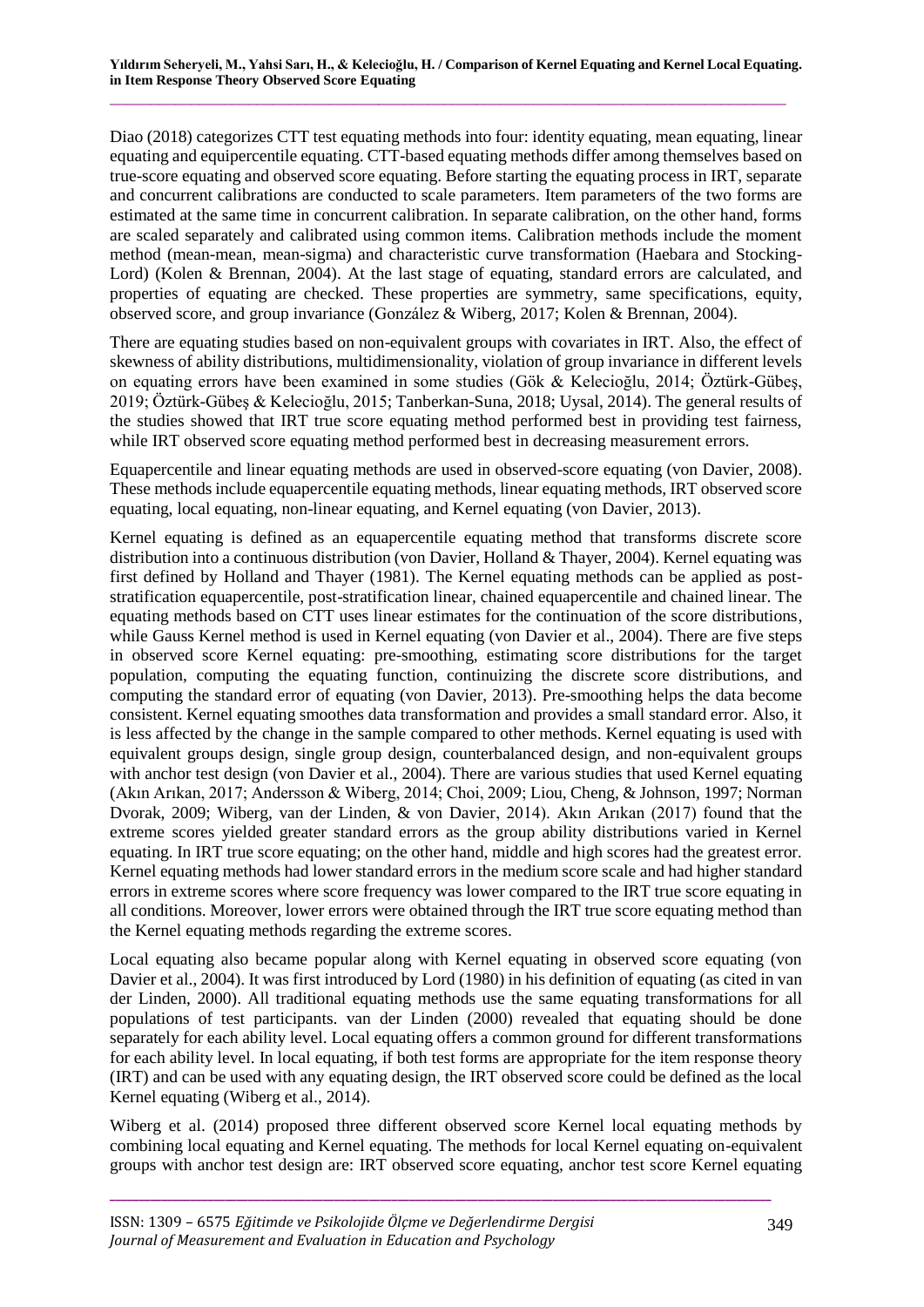Diao (2018) categorizes CTT test equating methods into four: identity equating, mean equating, linear equating and equipercentile equating. CTT-based equating methods differ among themselves based on true-score equating and observed score equating. Before starting the equating process in IRT, separate and concurrent calibrations are conducted to scale parameters. Item parameters of the two forms are estimated at the same time in concurrent calibration. In separate calibration, on the other hand, forms are scaled separately and calibrated using common items. Calibration methods include the moment method (mean-mean, mean-sigma) and characteristic curve transformation (Haebara and Stocking-Lord) (Kolen & Brennan, 2004). At the last stage of equating, standard errors are calculated, and properties of equating are checked. These properties are symmetry, same specifications, equity, observed score, and group invariance (González & Wiberg, 2017; Kolen & Brennan, 2004).

There are equating studies based on non-equivalent groups with covariates in IRT. Also, the effect of skewness of ability distributions, multidimensionality, violation of group invariance in different levels on equating errors have been examined in some studies (Gök & Kelecioğlu, 2014; Öztürk-Gübeş, 2019; Öztürk-Gübeş & Kelecioğlu, 2015; Tanberkan-Suna, 2018; Uysal, 2014). The general results of the studies showed that IRT true score equating method performed best in providing test fairness, while IRT observed score equating method performed best in decreasing measurement errors.

Equapercentile and linear equating methods are used in observed-score equating (von Davier, 2008). These methods include equapercentile equating methods, linear equating methods, IRT observed score equating, local equating, non-linear equating, and Kernel equating (von Davier, 2013).

Kernel equating is defined as an equapercentile equating method that transforms discrete score distribution into a continuous distribution (von Davier, Holland & Thayer, 2004). Kernel equating was first defined by Holland and Thayer (1981). The Kernel equating methods can be applied as post-stratification equapercentile, post-stratification linear, chained equapercentile and chained linear. The equating methods based on CTT uses linear estimates for the continuation of the score distributions, while Gauss Kernel method is used in Kernel equating (von Davier et al., 2004). There are five steps in observed score Kernel equating: pre-smoothing, estimating score distributions for the target population, computing the equating function, continuizing the discrete score distributions, and computing the standard error of equating (von Davier, 2013). Pre-smoothing helps the data become consistent. Kernel equating smoothes data transformation and provides a small standard error. Also, it is less affected by the change in the sample compared to other methods. Kernel equating is used with equivalent groups design, single group design, counterbalanced design, and non-equivalent groups with anchor test design (von Davier et al., 2004). There are various studies that used Kernel equating (Akın Arıkan, 2017; Andersson & Wiberg, 2014; Choi, 2009; Liou, Cheng, & Johnson, 1997; Norman Dvorak, 2009; Wiberg, van der Linden, & von Davier, 2014). Akın Arıkan (2017) found that the extreme scores yielded greater standard errors as the group ability distributions varied in Kernel equating. In IRT true score equating; on the other hand, middle and high scores had the greatest error. Kernel equating methods had lower standard errors in the medium score scale and had higher standard errors in extreme scores where score frequency was lower compared to the IRT true score equating in all conditions. Moreover, lower errors were obtained through the IRT true score equating method than the Kernel equating methods regarding the extreme scores.

Local equating also became popular along with Kernel equating in observed score equating (von Davier et al., 2004). It was first introduced by Lord (1980) in his definition of equating (as cited in van der Linden, 2000). All traditional equating methods use the same equating transformations for all populations of test participants. van der Linden (2000) revealed that equating should be done separately for each ability level. Local equating offers a common ground for different transformations for each ability level. In local equating, if both test forms are appropriate for the item response theory (IRT) and can be used with any equating design, the IRT observed score could be defined as the local Kernel equating (Wiberg et al., 2014).

Wiberg et al. (2014) proposed three different observed score Kernel local equating methods by combining local equating and Kernel equating. The methods for local Kernel equating on-equivalent groups with anchor test design are: IRT observed score equating, anchor test score Kernel equating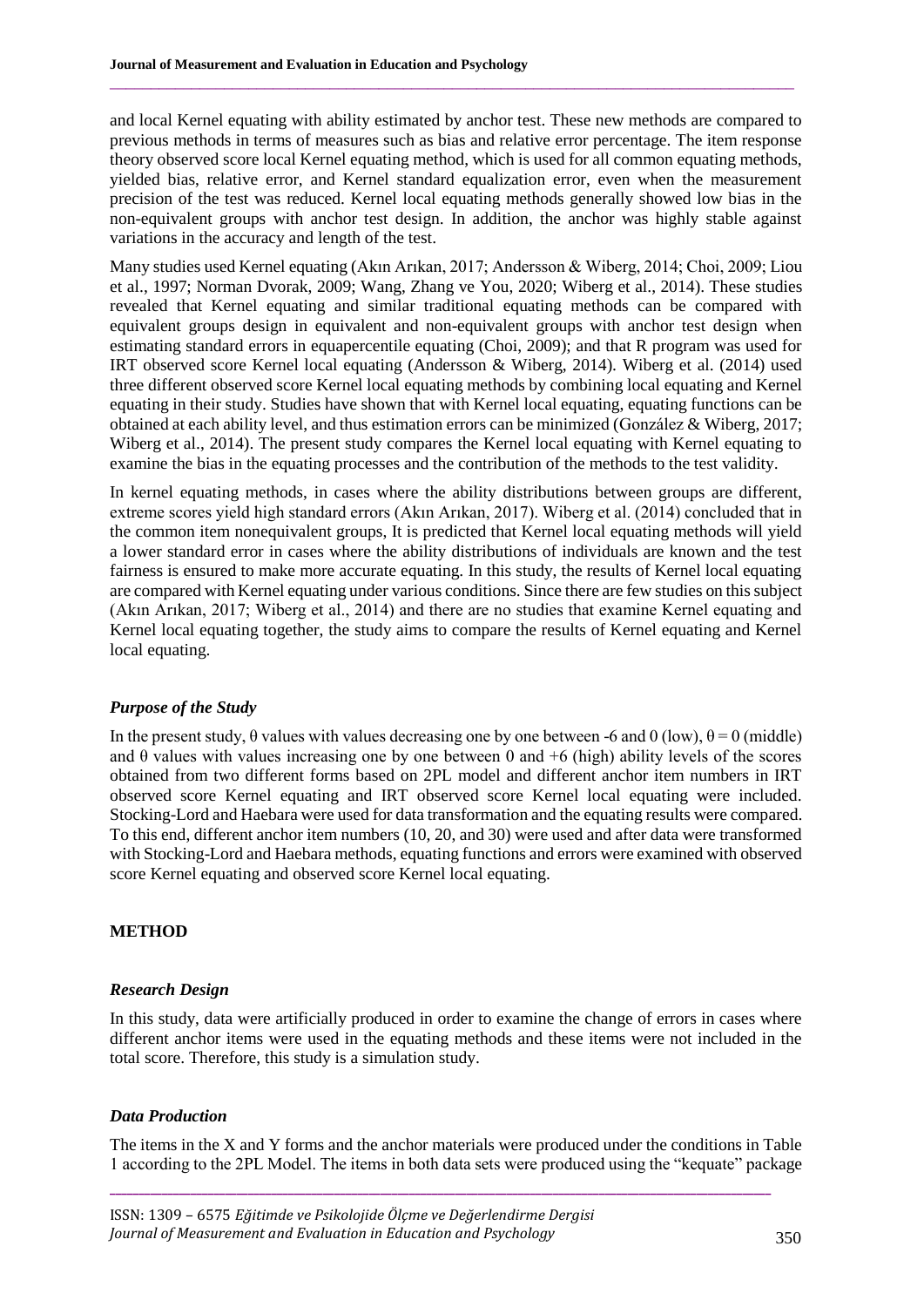and local Kernel equating with ability estimated by anchor test. These new methods are compared to previous methods in terms of measures such as bias and relative error percentage. The item response theory observed score local Kernel equating method, which is used for all common equating methods, yielded bias, relative error, and Kernel standard equalization error, even when the measurement precision of the test was reduced. Kernel local equating methods generally showed low bias in the non-equivalent groups with anchor test design. In addition, the anchor was highly stable against variations in the accuracy and length of the test.

Many studies used Kernel equating (Akın Arıkan, 2017; Andersson & Wiberg, 2014; Choi, 2009; Liou et al., 1997; Norman Dvorak, 2009; Wang, Zhang ve You, 2020; Wiberg et al., 2014). These studies revealed that Kernel equating and similar traditional equating methods can be compared with equivalent groups design in equivalent and non-equivalent groups with anchor test design when estimating standard errors in equapercentile equating (Choi, 2009); and that R program was used for IRT observed score Kernel local equating (Andersson & Wiberg, 2014). Wiberg et al. (2014) used three different observed score Kernel local equating methods by combining local equating and Kernel equating in their study. Studies have shown that with Kernel local equating, equating functions can be obtained at each ability level, and thus estimation errors can be minimized (González & Wiberg, 2017; Wiberg et al., 2014). The present study compares the Kernel local equating with Kernel equating to examine the bias in the equating processes and the contribution of the methods to the test validity.

In kernel equating methods, in cases where the ability distributions between groups are different, extreme scores yield high standard errors (Akın Arıkan, 2017). Wiberg et al. (2014) concluded that in the common item nonequivalent groups, It is predicted that Kernel local equating methods will yield a lower standard error in cases where the ability distributions of individuals are known and the test fairness is ensured to make more accurate equating. In this study, the results of Kernel local equating are compared with Kernel equating under various conditions. Since there are few studies on this subject (Akın Arıkan, 2017; Wiberg et al., 2014) and there are no studies that examine Kernel equating and Kernel local equating together, the study aims to compare the results of Kernel equating and Kernel local equating.

### *Purpose of the Study*

In the present study, θ values with values decreasing one by one between -6 and 0 (low), θ = 0 (middle) and θ values with values increasing one by one between 0 and +6 (high) ability levels of the scores obtained from two different forms based on 2PL model and different anchor item numbers in IRT observed score Kernel equating and IRT observed score Kernel local equating were included. Stocking-Lord and Haebara were used for data transformation and the equating results were compared. To this end, different anchor item numbers (10, 20, and 30) were used and after data were transformed with Stocking-Lord and Haebara methods, equating functions and errors were examined with observed score Kernel equating and observed score Kernel local equating.

## METHOD

### *Research Design*

In this study, data were artificially produced in order to examine the change of errors in cases where different anchor items were used in the equating methods and these items were not included in the total score. Therefore, this study is a simulation study.

### *Data Production*

The items in the X and Y forms and the anchor materials were produced under the conditions in Table 1 according to the 2PL Model. The items in both data sets were produced using the "kequate" package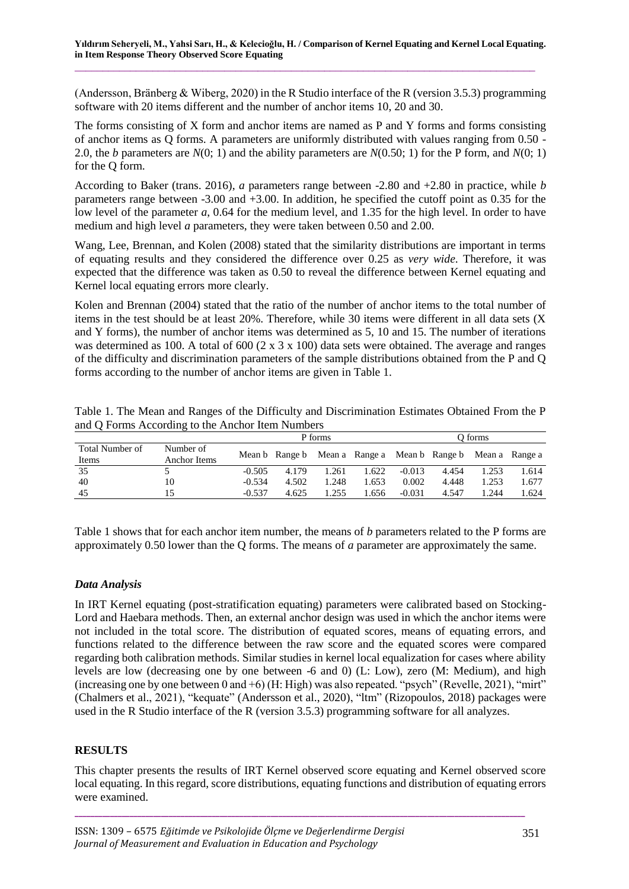(Andersson, Bränberg & Wiberg, 2020) in the R Studio interface of the R (version 3.5.3) programming software with 20 items different and the number of anchor items 10, 20 and 30.

The forms consisting of X form and anchor items are named as P and Y forms and forms consisting of anchor items as Q forms. A parameters are uniformly distributed with values ranging from 0.50 - 2.0, the *b* parameters are *N*(0; 1) and the ability parameters are *N*(0.50; 1) for the P form, and *N*(0; 1) for the Q form.

According to Baker (trans. 2016), *a* parameters range between -2.80 and +2.80 in practice, while *b* parameters range between -3.00 and +3.00. In addition, he specified the cutoff point as 0.35 for the low level of the parameter *a*, 0.64 for the medium level, and 1.35 for the high level. In order to have medium and high level *a* parameters, they were taken between 0.50 and 2.00.

Wang, Lee, Brennan, and Kolen (2008) stated that the similarity distributions are important in terms of equating results and they considered the difference over 0.25 as *very wide*. Therefore, it was expected that the difference was taken as 0.50 to reveal the difference between Kernel equating and Kernel local equating errors more clearly.

Kolen and Brennan (2004) stated that the ratio of the number of anchor items to the total number of items in the test should be at least 20%. Therefore, while 30 items were different in all data sets (X and Y forms), the number of anchor items was determined as 5, 10 and 15. The number of iterations was determined as 100. A total of 600 (2 x 3 x 100) data sets were obtained. The average and ranges of the difficulty and discrimination parameters of the sample distributions obtained from the P and Q forms according to the number of anchor items are given in Table 1.

Table 1. The Mean and Ranges of the Difficulty and Discrimination Estimates Obtained From the P and Q Forms According to the Anchor Item Numbers

| | | P forms | | | | Q forms | | | |
|---|---|---|---|---|---|---|---|---|---|
| Total Number of Items | Number of Anchor Items | Mean b | Range b | Mean a | Range a | Mean b | Range b | Mean a | Range a |
| 35 | 5 | -0.505 | 4.179 | 1.261 | 1.622 | -0.013 | 4.454 | 1.253 | 1.614 |
| 40 | 10 | -0.534 | 4.502 | 1.248 | 1.653 | 0.002 | 4.448 | 1.253 | 1.677 |
| 45 | 15 | -0.537 | 4.625 | 1.255 | 1.656 | -0.031 | 4.547 | 1.244 | 1.624 |

Table 1 shows that for each anchor item number, the means of *b* parameters related to the P forms are approximately 0.50 lower than the Q forms. The means of *a* parameter are approximately the same.

### *Data Analysis*

In IRT Kernel equating (post-stratification equating) parameters were calibrated based on Stocking-Lord and Haebara methods. Then, an external anchor design was used in which the anchor items were not included in the total score. The distribution of equated scores, means of equating errors, and functions related to the difference between the raw score and the equated scores were compared regarding both calibration methods. Similar studies in kernel local equalization for cases where ability levels are low (decreasing one by one between -6 and 0) (L: Low), zero (M: Medium), and high (increasing one by one between 0 and +6) (H: High) was also repeated. "psych" (Revelle, 2021), "mirt" (Chalmers et al., 2021), "kequate" (Andersson et al., 2020), "ltm" (Rizopoulos, 2018) packages were used in the R Studio interface of the R (version 3.5.3) programming software for all analyzes.

## RESULTS

This chapter presents the results of IRT Kernel observed score equating and Kernel observed score local equating. In this regard, score distributions, equating functions and distribution of equating errors were examined.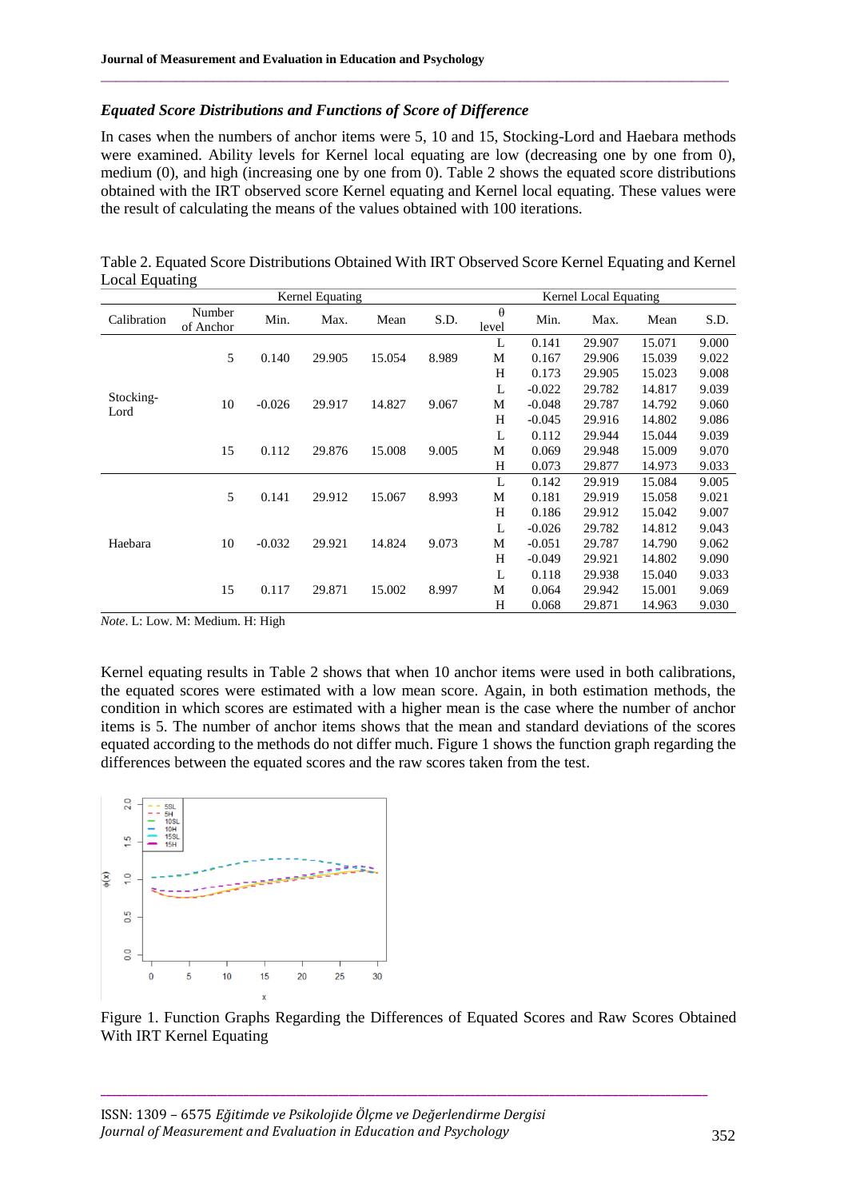### *Equated Score Distributions and Functions of Score of Difference*

In cases when the numbers of anchor items were 5, 10 and 15, Stocking-Lord and Haebara methods were examined. Ability levels for Kernel local equating are low (decreasing one by one from 0), medium (0), and high (increasing one by one from 0). Table 2 shows the equated score distributions obtained with the IRT observed score Kernel equating and Kernel local equating. These values were the result of calculating the means of the values obtained with 100 iterations.

Table 2. Equated Score Distributions Obtained With IRT Observed Score Kernel Equating and Kernel Local Equating

| | | Kernel Equating | | | | Kernel Local Equating | | | | |
|---|---|---|---|---|---|---|---|---|---|---|
| Calibration | Number of Anchor | Min. | Max. | Mean | S.D. | θ level | Min. | Max. | Mean | S.D. |
| Stocking-Lord | 5 | 0.140 | 29.905 | 15.054 | 8.989 | L | 0.141 | 29.907 | 15.071 | 9.000 |
| | | | | | | M | 0.167 | 29.906 | 15.039 | 9.022 |
| | | | | | | H | 0.173 | 29.905 | 15.023 | 9.008 |
| | 10 | -0.026 | 29.917 | 14.827 | 9.067 | L | -0.022 | 29.782 | 14.817 | 9.039 |
| | | | | | | M | -0.048 | 29.787 | 14.792 | 9.060 |
| | | | | | | H | -0.045 | 29.916 | 14.802 | 9.086 |
| | 15 | 0.112 | 29.876 | 15.008 | 9.005 | L | 0.112 | 29.944 | 15.044 | 9.039 |
| | | | | | | M | 0.069 | 29.948 | 15.009 | 9.070 |
| | | | | | | H | 0.073 | 29.877 | 14.973 | 9.033 |
| Haebara | 5 | 0.141 | 29.912 | 15.067 | 8.993 | L | 0.142 | 29.919 | 15.084 | 9.005 |
| | | | | | | M | 0.181 | 29.919 | 15.058 | 9.021 |
| | | | | | | H | 0.186 | 29.912 | 15.042 | 9.007 |
| | 10 | -0.032 | 29.921 | 14.824 | 9.073 | L | -0.026 | 29.782 | 14.812 | 9.043 |
| | | | | | | M | -0.051 | 29.787 | 14.790 | 9.062 |
| | | | | | | H | -0.049 | 29.921 | 14.802 | 9.090 |
| | 15 | 0.117 | 29.871 | 15.002 | 8.997 | L | 0.118 | 29.938 | 15.040 | 9.033 |
| | | | | | | M | 0.064 | 29.942 | 15.001 | 9.069 |
| | | | | | | H | 0.068 | 29.871 | 14.963 | 9.030 |

*Note*. L: Low. M: Medium. H: High

Kernel equating results in Table 2 shows that when 10 anchor items were used in both calibrations, the equated scores were estimated with a low mean score. Again, in both estimation methods, the condition in which scores are estimated with a higher mean is the case where the number of anchor items is 5. The number of anchor items shows that the mean and standard deviations of the scores equated according to the methods do not differ much. Figure 1 shows the function graph regarding the differences between the equated scores and the raw scores taken from the test.

Figure 1. Function Graphs Regarding the Differences of Equated Scores and Raw Scores Obtained With IRT Kernel Equating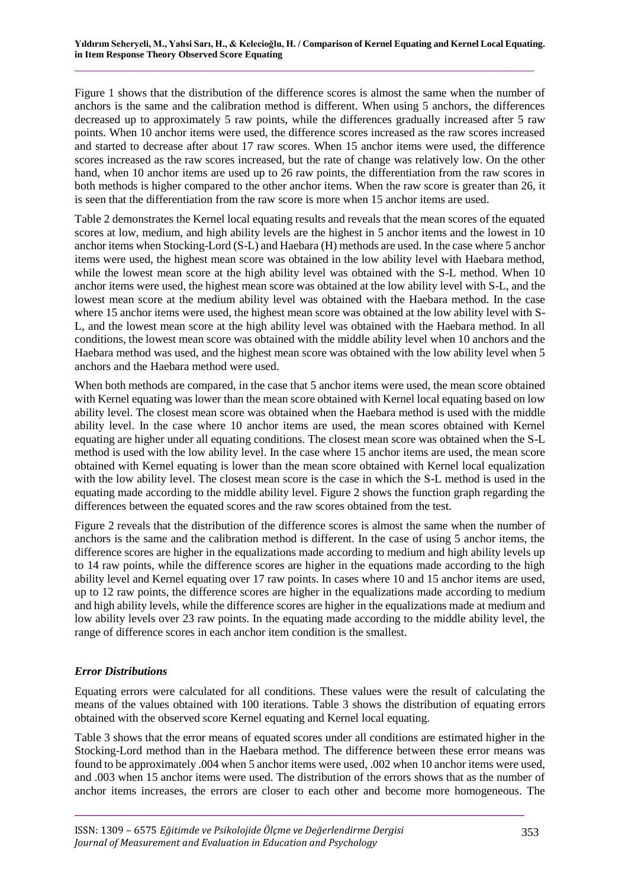Figure 1 shows that the distribution of the difference scores is almost the same when the number of anchors is the same and the calibration method is different. When using 5 anchors, the differences decreased up to approximately 5 raw points, while the differences gradually increased after 5 raw points. When 10 anchor items were used, the difference scores increased as the raw scores increased and started to decrease after about 17 raw scores. When 15 anchor items were used, the difference scores increased as the raw scores increased, but the rate of change was relatively low. On the other hand, when 10 anchor items are used up to 26 raw points, the differentiation from the raw scores in both methods is higher compared to the other anchor items. When the raw score is greater than 26, it is seen that the differentiation from the raw score is more when 15 anchor items are used.

Table 2 demonstrates the Kernel local equating results and reveals that the mean scores of the equated scores at low, medium, and high ability levels are the highest in 5 anchor items and the lowest in 10 anchor items when Stocking-Lord (S-L) and Haebara (H) methods are used. In the case where 5 anchor items were used, the highest mean score was obtained in the low ability level with Haebara method, while the lowest mean score at the high ability level was obtained with the S-L method. When 10 anchor items were used, the highest mean score was obtained at the low ability level with S-L, and the lowest mean score at the medium ability level was obtained with the Haebara method. In the case where 15 anchor items were used, the highest mean score was obtained at the low ability level with S-L, and the lowest mean score at the high ability level was obtained with the Haebara method. In all conditions, the lowest mean score was obtained with the middle ability level when 10 anchors and the Haebara method was used, and the highest mean score was obtained with the low ability level when 5 anchors and the Haebara method were used.

When both methods are compared, in the case that 5 anchor items were used, the mean score obtained with Kernel equating was lower than the mean score obtained with Kernel local equating based on low ability level. The closest mean score was obtained when the Haebara method is used with the middle ability level. In the case where 10 anchor items are used, the mean scores obtained with Kernel equating are higher under all equating conditions. The closest mean score was obtained when the S-L method is used with the low ability level. In the case where 15 anchor items are used, the mean score obtained with Kernel equating is lower than the mean score obtained with Kernel local equalization with the low ability level. The closest mean score is the case in which the S-L method is used in the equating made according to the middle ability level. Figure 2 shows the function graph regarding the differences between the equated scores and the raw scores obtained from the test.

Figure 2 reveals that the distribution of the difference scores is almost the same when the number of anchors is the same and the calibration method is different. In the case of using 5 anchor items, the difference scores are higher in the equalizations made according to medium and high ability levels up to 14 raw points, while the difference scores are higher in the equations made according to the high ability level and Kernel equating over 17 raw points. In cases where 10 and 15 anchor items are used, up to 12 raw points, the difference scores are higher in the equalizations made according to medium and high ability levels, while the difference scores are higher in the equalizations made at medium and low ability levels over 23 raw points. In the equating made according to the middle ability level, the range of difference scores in each anchor item condition is the smallest.

### *Error Distributions*

Equating errors were calculated for all conditions. These values were the result of calculating the means of the values obtained with 100 iterations. Table 3 shows the distribution of equating errors obtained with the observed score Kernel equating and Kernel local equating.

Table 3 shows that the error means of equated scores under all conditions are estimated higher in the Stocking-Lord method than in the Haebara method. The difference between these error means was found to be approximately .004 when 5 anchor items were used, .002 when 10 anchor items were used, and .003 when 15 anchor items were used. The distribution of the errors shows that as the number of anchor items increases, the errors are closer to each other and become more homogeneous. The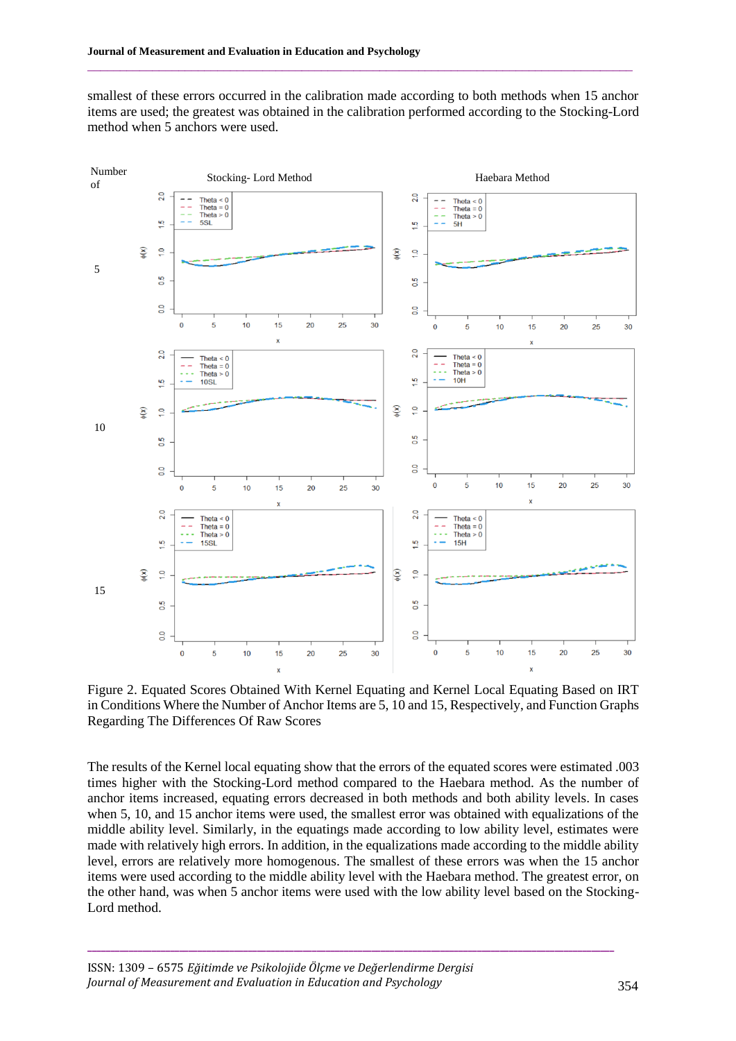smallest of these errors occurred in the calibration made according to both methods when 15 anchor items are used; the greatest was obtained in the calibration performed according to the Stocking-Lord method when 5 anchors were used.

Figure 2. Equated Scores Obtained With Kernel Equating and Kernel Local Equating Based on IRT in Conditions Where the Number of Anchor Items are 5, 10 and 15, Respectively, and Function Graphs Regarding The Differences Of Raw Scores

The results of the Kernel local equating show that the errors of the equated scores were estimated .003 times higher with the Stocking-Lord method compared to the Haebara method. As the number of anchor items increased, equating errors decreased in both methods and both ability levels. In cases when 5, 10, and 15 anchor items were used, the smallest error was obtained with equalizations of the middle ability level. Similarly, in the equatings made according to low ability level, estimates were made with relatively high errors. In addition, in the equalizations made according to the middle ability level, errors are relatively more homogenous. The smallest of these errors was when the 15 anchor items were used according to the middle ability level with the Haebara method. The greatest error, on the other hand, was when 5 anchor items were used with the low ability level based on the Stocking-Lord method.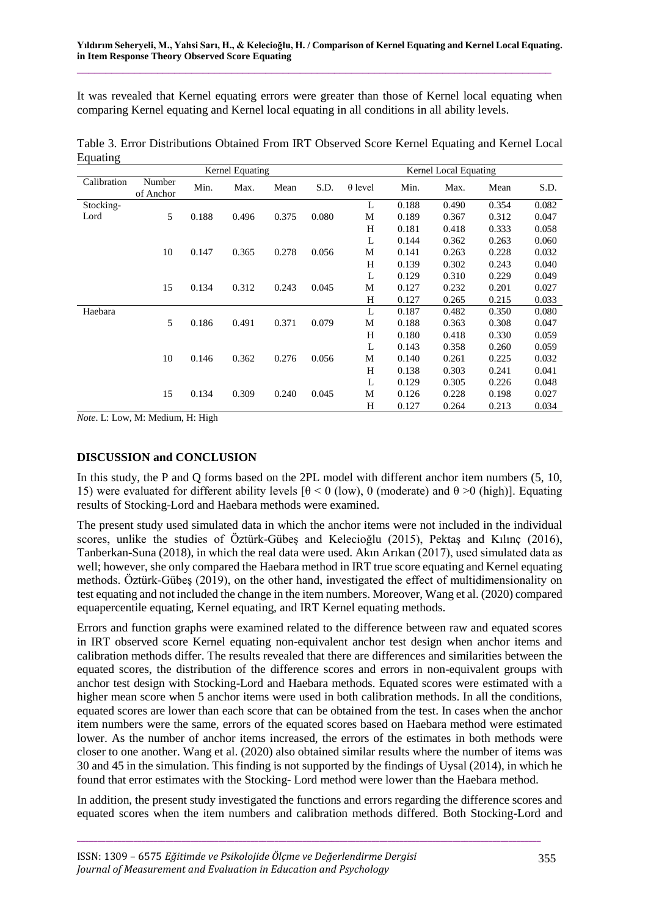It was revealed that Kernel equating errors were greater than those of Kernel local equating when comparing Kernel equating and Kernel local equating in all conditions in all ability levels.

Table 3. Error Distributions Obtained From IRT Observed Score Kernel Equating and Kernel Local Equating

| | | Kernel Equating | | | | Kernel Local Equating | | | | |
|---|---|---|---|---|---|---|---|---|---|---|
| Calibration | Number of Anchor | Min. | Max. | Mean | S.D. | θ level | Min. | Max. | Mean | S.D. |
| Stocking-Lord | | | | | | L | 0.188 | 0.490 | 0.354 | 0.082 |
| | 5 | 0.188 | 0.496 | 0.375 | 0.080 | M | 0.189 | 0.367 | 0.312 | 0.047 |
| | | | | | | H | 0.181 | 0.418 | 0.333 | 0.058 |
| | | | | | | L | 0.144 | 0.362 | 0.263 | 0.060 |
| | 10 | 0.147 | 0.365 | 0.278 | 0.056 | M | 0.141 | 0.263 | 0.228 | 0.032 |
| | | | | | | H | 0.139 | 0.302 | 0.243 | 0.040 |
| | | | | | | L | 0.129 | 0.310 | 0.229 | 0.049 |
| | 15 | 0.134 | 0.312 | 0.243 | 0.045 | M | 0.127 | 0.232 | 0.201 | 0.027 |
| | | | | | | H | 0.127 | 0.265 | 0.215 | 0.033 |
| Haebara | | | | | | L | 0.187 | 0.482 | 0.350 | 0.080 |
| | 5 | 0.186 | 0.491 | 0.371 | 0.079 | M | 0.188 | 0.363 | 0.308 | 0.047 |
| | | | | | | H | 0.180 | 0.418 | 0.330 | 0.059 |
| | | | | | | L | 0.143 | 0.358 | 0.260 | 0.059 |
| | 10 | 0.146 | 0.362 | 0.276 | 0.056 | M | 0.140 | 0.261 | 0.225 | 0.032 |
| | | | | | | H | 0.138 | 0.303 | 0.241 | 0.041 |
| | | | | | | L | 0.129 | 0.305 | 0.226 | 0.048 |
| | 15 | 0.134 | 0.309 | 0.240 | 0.045 | M | 0.126 | 0.228 | 0.198 | 0.027 |
| | | | | | | H | 0.127 | 0.264 | 0.213 | 0.034 |

*Note*. L: Low, M: Medium, H: High

## DISCUSSION and CONCLUSION

In this study, the P and Q forms based on the 2PL model with different anchor item numbers (5, 10, 15) were evaluated for different ability levels [$\theta < 0$ (low), 0 (moderate) and $\theta > 0$ (high)]. Equating results of Stocking-Lord and Haebara methods were examined.

The present study used simulated data in which the anchor items were not included in the individual scores, unlike the studies of Öztürk-Gübeş and Kelecioğlu (2015), Pektaş and Kılınç (2016), Tanberkan-Suna (2018), in which the real data were used. Akın Arıkan (2017), used simulated data as well; however, she only compared the Haebara method in IRT true score equating and Kernel equating methods. Öztürk-Gübeş (2019), on the other hand, investigated the effect of multidimensionality on test equating and not included the change in the item numbers. Moreover, Wang et al. (2020) compared equapercentile equating, Kernel equating, and IRT Kernel equating methods.

Errors and function graphs were examined related to the difference between raw and equated scores in IRT observed score Kernel equating non-equivalent anchor test design when anchor items and calibration methods differ. The results revealed that there are differences and similarities between the equated scores, the distribution of the difference scores and errors in non-equivalent groups with anchor test design with Stocking-Lord and Haebara methods. Equated scores were estimated with a higher mean score when 5 anchor items were used in both calibration methods. In all the conditions, equated scores are lower than each score that can be obtained from the test. In cases when the anchor item numbers were the same, errors of the equated scores based on Haebara method were estimated lower. As the number of anchor items increased, the errors of the estimates in both methods were closer to one another. Wang et al. (2020) also obtained similar results where the number of items was 30 and 45 in the simulation. This finding is not supported by the findings of Uysal (2014), in which he found that error estimates with the Stocking- Lord method were lower than the Haebara method.

In addition, the present study investigated the functions and errors regarding the difference scores and equated scores when the item numbers and calibration methods differed. Both Stocking-Lord and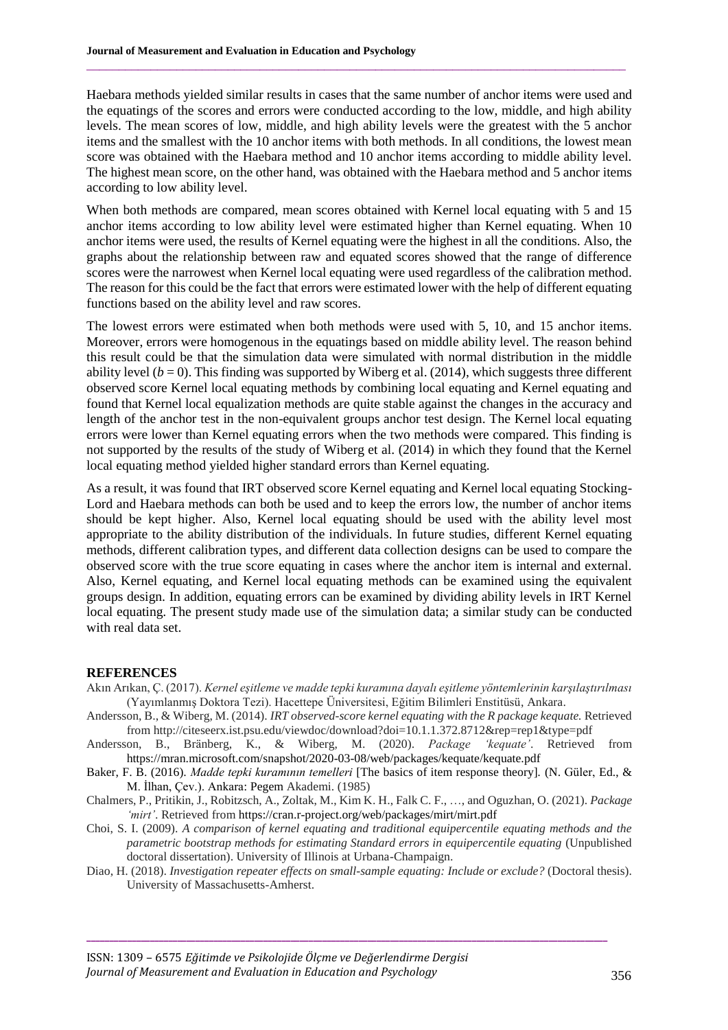Haebara methods yielded similar results in cases that the same number of anchor items were used and the equatings of the scores and errors were conducted according to the low, middle, and high ability levels. The mean scores of low, middle, and high ability levels were the greatest with the 5 anchor items and the smallest with the 10 anchor items with both methods. In all conditions, the lowest mean score was obtained with the Haebara method and 10 anchor items according to middle ability level. The highest mean score, on the other hand, was obtained with the Haebara method and 5 anchor items according to low ability level.

When both methods are compared, mean scores obtained with Kernel local equating with 5 and 15 anchor items according to low ability level were estimated higher than Kernel equating. When 10 anchor items were used, the results of Kernel equating were the highest in all the conditions. Also, the graphs about the relationship between raw and equated scores showed that the range of difference scores were the narrowest when Kernel local equating were used regardless of the calibration method. The reason for this could be the fact that errors were estimated lower with the help of different equating functions based on the ability level and raw scores.

The lowest errors were estimated when both methods were used with 5, 10, and 15 anchor items. Moreover, errors were homogenous in the equatings based on middle ability level. The reason behind this result could be that the simulation data were simulated with normal distribution in the middle ability level ($b = 0$). This finding was supported by Wiberg et al. (2014), which suggests three different observed score Kernel local equating methods by combining local equating and Kernel equating and found that Kernel local equalization methods are quite stable against the changes in the accuracy and length of the anchor test in the non-equivalent groups anchor test design. The Kernel local equating errors were lower than Kernel equating errors when the two methods were compared. This finding is not supported by the results of the study of Wiberg et al. (2014) in which they found that the Kernel local equating method yielded higher standard errors than Kernel equating.

As a result, it was found that IRT observed score Kernel equating and Kernel local equating Stocking-Lord and Haebara methods can both be used and to keep the errors low, the number of anchor items should be kept higher. Also, Kernel local equating should be used with the ability level most appropriate to the ability distribution of the individuals. In future studies, different Kernel equating methods, different calibration types, and different data collection designs can be used to compare the observed score with the true score equating in cases where the anchor item is internal and external. Also, Kernel equating, and Kernel local equating methods can be examined using the equivalent groups design. In addition, equating errors can be examined by dividing ability levels in IRT Kernel local equating. The present study made use of the simulation data; a similar study can be conducted with real data set.

## REFERENCES

Akın Arıkan, Ç. (2017). *Kernel eşitleme ve madde tepki kuramına dayalı eşitleme yöntemlerinin karşılaştırılması* (Yayımlanmış Doktora Tezi). Hacettepe Üniversitesi, Eğitim Bilimleri Enstitüsü, Ankara.

Andersson, B., & Wiberg, M. (2014). *IRT observed-score kernel equating with the R package kequate.* Retrieved from http://citeseerx.ist.psu.edu/viewdoc/download?doi=10.1.1.372.8712&rep=rep1&type=pdf

Andersson, B., Bränberg, K., & Wiberg, M. (2020). *Package 'kequate'*. Retrieved from https://mran.microsoft.com/snapshot/2020-03-08/web/packages/kequate/kequate.pdf

Baker, F. B. (2016). *Madde tepki kuramının temelleri* [The basics of item response theory]. (N. Güler, Ed., & M. İlhan, Çev.). Ankara: Pegem Akademi. (1985)

Chalmers, P., Pritikin, J., Robitzsch, A., Zoltak, M., Kim K. H., Falk C. F., …, and Oguzhan, O. (2021). *Package 'mirt'*. Retrieved from https://cran.r-project.org/web/packages/mirt/mirt.pdf

Choi, S. I. (2009). *A comparison of kernel equating and traditional equipercentile equating methods and the parametric bootstrap methods for estimating Standard errors in equipercentile equating* (Unpublished doctoral dissertation). University of Illinois at Urbana-Champaign.

Diao, H. (2018). *Investigation repeater effects on small-sample equating: Include or exclude?* (Doctoral thesis). University of Massachusetts-Amherst.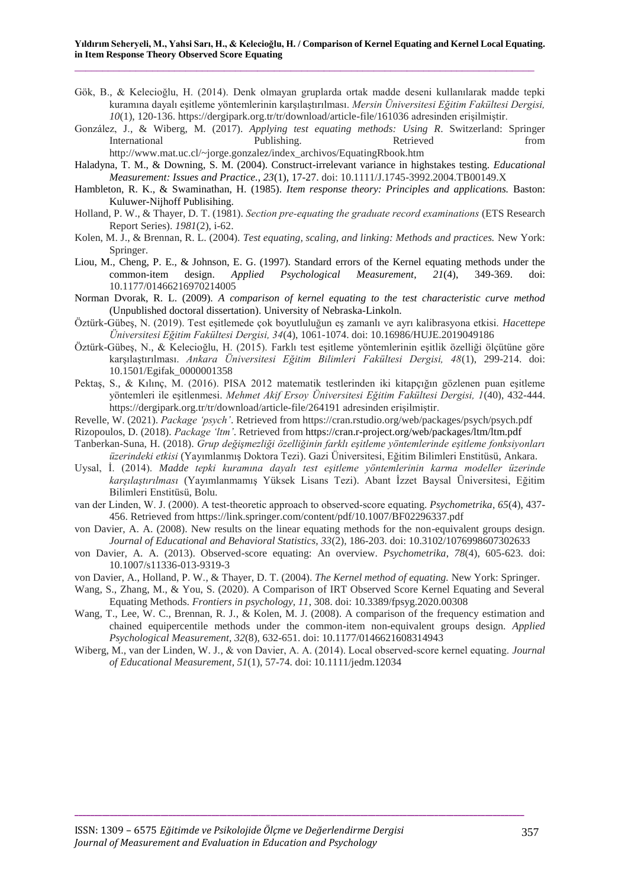Gök, B., & Kelecioğlu, H. (2014). Denk olmayan gruplarda ortak madde deseni kullanılarak madde tepki kuramına dayalı eşitleme yöntemlerinin karşılaştırılması. *Mersin Üniversitesi Eğitim Fakültesi Dergisi, 10*(1), 120-136. https://dergipark.org.tr/tr/download/article-file/161036 adresinden erişilmiştir.

González, J., & Wiberg, M. (2017). *Applying test equating methods: Using R*. Switzerland: Springer International Publishing. Retrieved from http://www.mat.uc.cl/~jorge.gonzalez/index_archivos/EquatingRbook.htm

Haladyna, T. M., & Downing, S. M. (2004). Construct-irrelevant variance in highstakes testing. *Educational Measurement: Issues and Practice., 23*(1), 17-27. doi: 10.1111/J.1745-3992.2004.TB00149.X

Hambleton, R. K., & Swaminathan, H. (1985). *Item response theory: Principles and applications.* Baston: Kuluwer-Nijhoff Publisihing.

Holland, P. W., & Thayer, D. T. (1981). *Section pre-equating the graduate record examinations* (ETS Research Report Series). *1981*(2), i-62.

Kolen, M. J., & Brennan, R. L. (2004). *Test equating, scaling, and linking: Methods and practices.* New York: Springer.

Liou, M., Cheng, P. E., & Johnson, E. G. (1997). Standard errors of the Kernel equating methods under the common-item design. *Applied Psychological Measurement*, *21*(4), 349-369. doi: 10.1177/01466216970214005

Norman Dvorak, R. L. (2009). *A comparison of kernel equating to the test characteristic curve method* (Unpublished doctoral dissertation). University of Nebraska-Linkoln.

Öztürk-Gübeş, N. (2019). Test eşitlemede çok boyutluluğun eş zamanlı ve ayrı kalibrasyona etkisi. *Hacettepe Üniversitesi Eğitim Fakültesi Dergisi, 34*(4), 1061-1074. doi: 10.16986/HUJE.2019049186

Öztürk-Gübeş, N., & Kelecioğlu, H. (2015). Farklı test eşitleme yöntemlerinin eşitlik özelliği ölçütüne göre karşılaştırılması. *Ankara Üniversitesi Eğitim Bilimleri Fakültesi Dergisi, 48*(1), 299-214. doi: 10.1501/Egifak_0000001358

Pektaş, S., & Kılınç, M. (2016). PISA 2012 matematik testlerinden iki kitapçığın gözlenen puan eşitleme yöntemleri ile eşitlenmesi. *Mehmet Akif Ersoy Üniversitesi Eğitim Fakültesi Dergisi, 1*(40), 432-444. https://dergipark.org.tr/tr/download/article-file/264191 adresinden erişilmiştir.

Revelle, W. (2021). *Package 'psych'*. Retrieved from https://cran.rstudio.org/web/packages/psych/psych.pdf

Rizopoulos, D. (2018). *Package 'ltm'*. Retrieved from https://cran.r-project.org/web/packages/ltm/ltm.pdf

Tanberkan-Suna, H. (2018). *Grup değişmezliği özelliğinin farklı eşitleme yöntemlerinde eşitleme fonksiyonları üzerindeki etkisi* (Yayımlanmış Doktora Tezi). Gazi Üniversitesi, Eğitim Bilimleri Enstitüsü, Ankara.

Uysal, İ. (2014). *Madde tepki kuramına dayalı test eşitleme yöntemlerinin karma modeller üzerinde karşılaştırılması* (Yayımlanmamış Yüksek Lisans Tezi). Abant İzzet Baysal Üniversitesi, Eğitim Bilimleri Enstitüsü, Bolu.

van der Linden, W. J. (2000). A test-theoretic approach to observed-score equating. *Psychometrika*, *65*(4), 437-456. Retrieved from https://link.springer.com/content/pdf/10.1007/BF02296337.pdf

von Davier, A. A. (2008). New results on the linear equating methods for the non-equivalent groups design. *Journal of Educational and Behavioral Statistics, 33*(2), 186-203. doi: 10.3102/1076998607302633

von Davier, A. A. (2013). Observed-score equating: An overview. *Psychometrika, 78*(4), 605-623. doi: 10.1007/s11336-013-9319-3

von Davier, A., Holland, P. W., & Thayer, D. T. (2004). *The Kernel method of equating.* New York: Springer.

Wang, S., Zhang, M., & You, S. (2020). A Comparison of IRT Observed Score Kernel Equating and Several Equating Methods. *Frontiers in psychology, 11*, 308. doi: 10.3389/fpsyg.2020.00308

Wang, T., Lee, W. C., Brennan, R. J., & Kolen, M. J. (2008). A comparison of the frequency estimation and chained equipercentile methods under the common-item non-equivalent groups design. *Applied Psychological Measurement, 32*(8), 632-651. doi: 10.1177/0146621608314943

Wiberg, M., van der Linden, W. J., & von Davier, A. A. (2014). Local observed-score kernel equating. *Journal of Educational Measurement*, *51*(1), 57-74. doi: 10.1111/jedm.12034